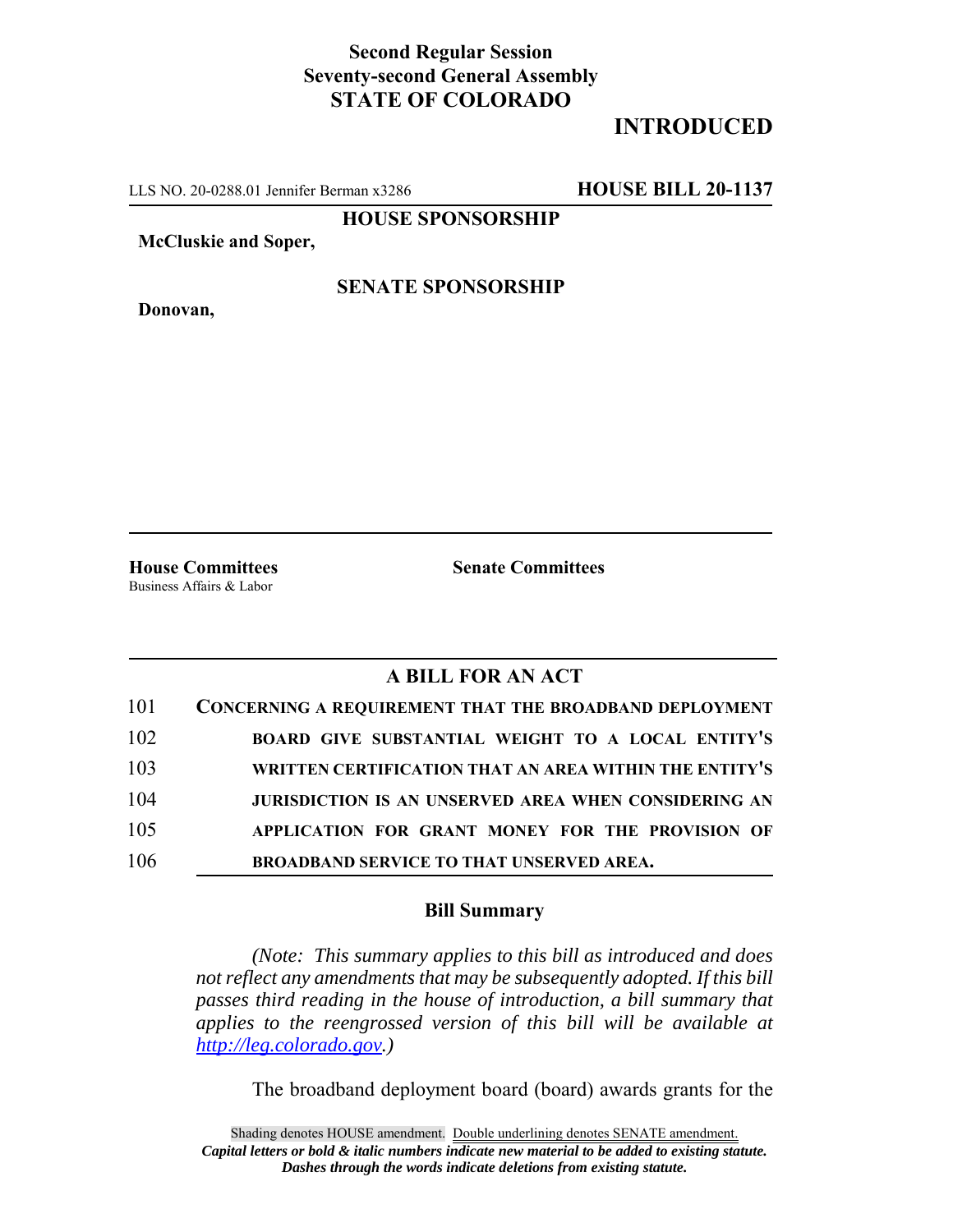**Second Regular Session**
**Seventy-second General Assembly**
**STATE OF COLORADO**

# INTRODUCED

LLS NO. 20-0288.01 Jennifer Berman x3286 **HOUSE BILL 20-1137**

**HOUSE SPONSORSHIP**

**McCluskie and Soper,**

**SENATE SPONSORSHIP**

**Donovan,**

**House Committees**
Business Affairs & Labor

**Senate Committees**

## A BILL FOR AN ACT

101 **CONCERNING A REQUIREMENT THAT THE BROADBAND DEPLOYMENT**
102 **BOARD GIVE SUBSTANTIAL WEIGHT TO A LOCAL ENTITY'S**
103 **WRITTEN CERTIFICATION THAT AN AREA WITHIN THE ENTITY'S**
104 **JURISDICTION IS AN UNSERVED AREA WHEN CONSIDERING AN**
105 **APPLICATION FOR GRANT MONEY FOR THE PROVISION OF**
106 **BROADBAND SERVICE TO THAT UNSERVED AREA.**

### Bill Summary

*(Note: This summary applies to this bill as introduced and does not reflect any amendments that may be subsequently adopted. If this bill passes third reading in the house of introduction, a bill summary that applies to the reengrossed version of this bill will be available at http://leg.colorado.gov.)*

The broadband deployment board (board) awards grants for the

Shading denotes HOUSE amendment. Double underlining denotes SENATE amendment.
*Capital letters or bold & italic numbers indicate new material to be added to existing statute.*
*Dashes through the words indicate deletions from existing statute.*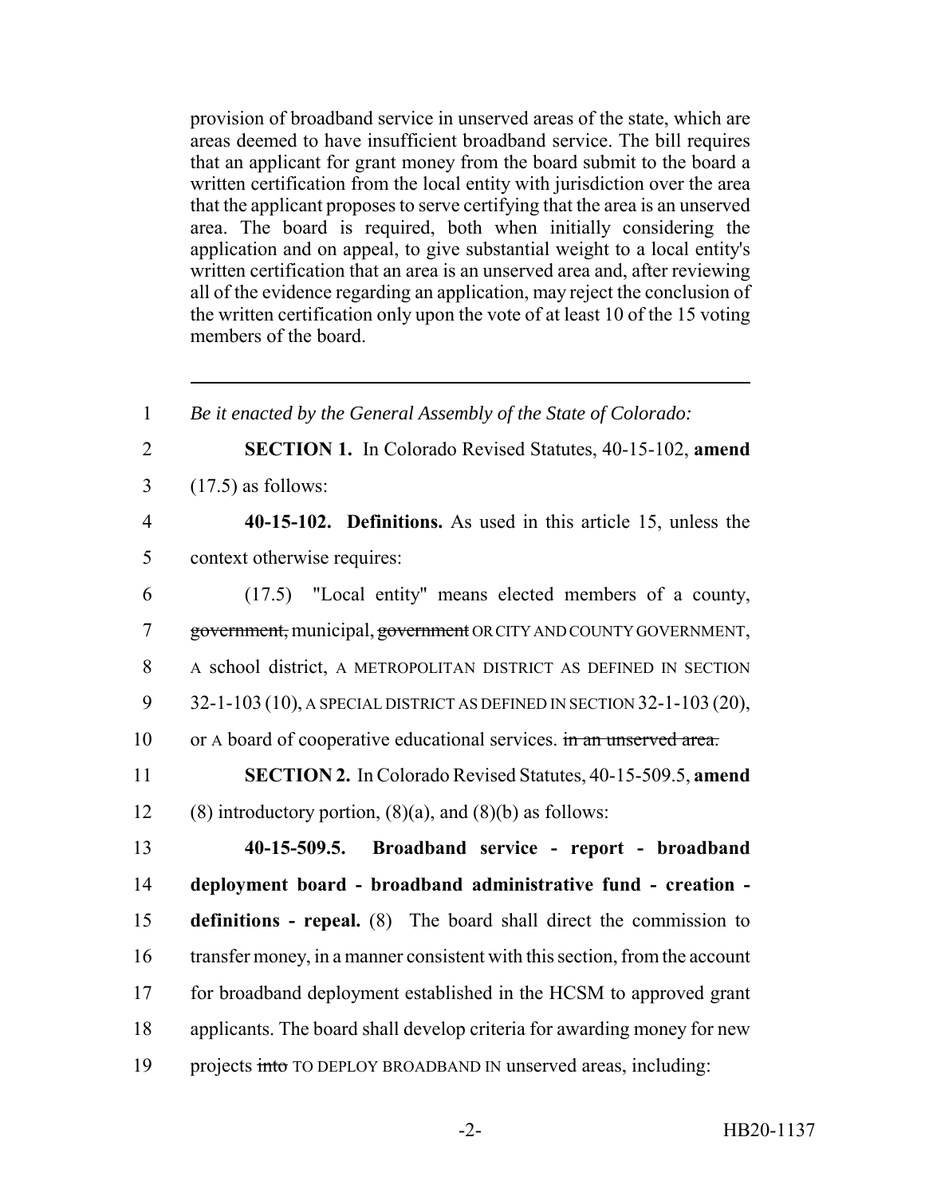provision of broadband service in unserved areas of the state, which are areas deemed to have insufficient broadband service. The bill requires that an applicant for grant money from the board submit to the board a written certification from the local entity with jurisdiction over the area that the applicant proposes to serve certifying that the area is an unserved area. The board is required, both when initially considering the application and on appeal, to give substantial weight to a local entity's written certification that an area is an unserved area and, after reviewing all of the evidence regarding an application, may reject the conclusion of the written certification only upon the vote of at least 10 of the 15 voting members of the board.

---

1 *Be it enacted by the General Assembly of the State of Colorado:*

2 **SECTION 1.** In Colorado Revised Statutes, 40-15-102, **amend**
3 (17.5) as follows:

4 **40-15-102. Definitions.** As used in this article 15, unless the
5 context otherwise requires:

6 (17.5) "Local entity" means elected members of a county,
7 ~~government,~~ municipal, ~~government~~ OR CITY AND COUNTY GOVERNMENT,
8 A school district, A METROPOLITAN DISTRICT AS DEFINED IN SECTION
9 32-1-103 (10), A SPECIAL DISTRICT AS DEFINED IN SECTION 32-1-103 (20),
10 or A board of cooperative educational services. ~~in an unserved area.~~

11 **SECTION 2.** In Colorado Revised Statutes, 40-15-509.5, **amend**
12 (8) introductory portion, (8)(a), and (8)(b) as follows:

13 **40-15-509.5. Broadband service - report - broadband**
14 **deployment board - broadband administrative fund - creation -**
15 **definitions - repeal.** (8) The board shall direct the commission to
16 transfer money, in a manner consistent with this section, from the account
17 for broadband deployment established in the HCSM to approved grant
18 applicants. The board shall develop criteria for awarding money for new
19 projects ~~into~~ TO DEPLOY BROADBAND IN unserved areas, including: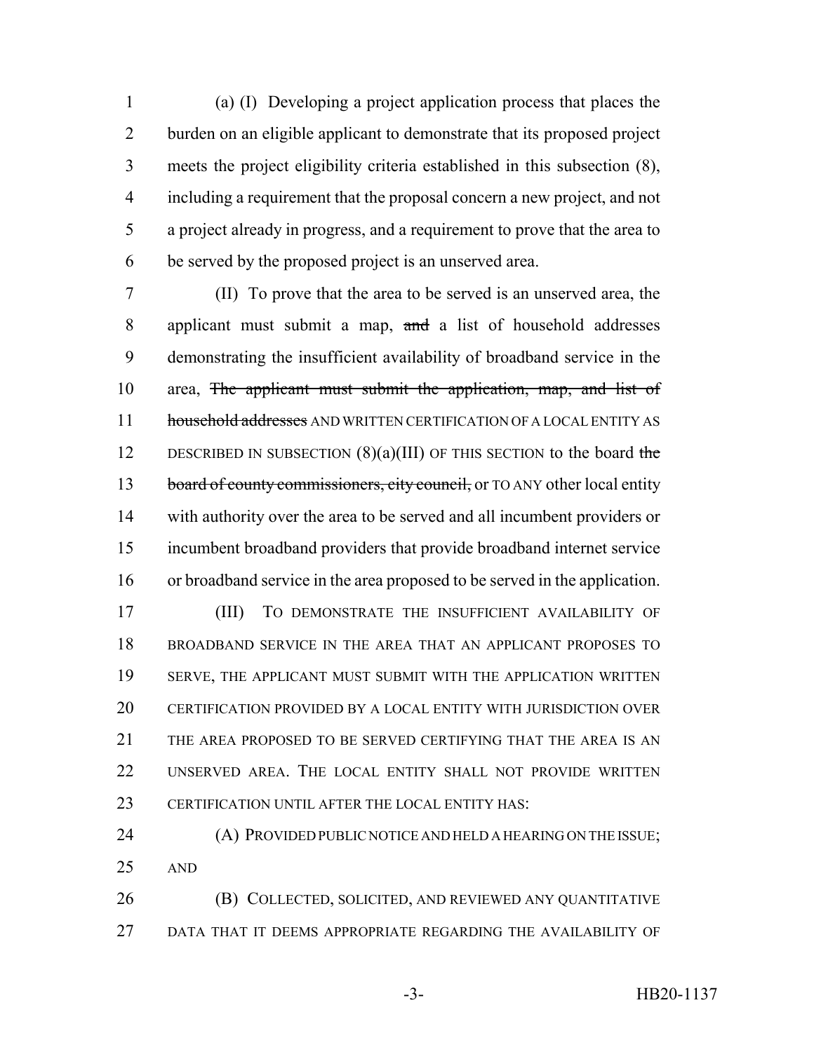(a) (I) Developing a project application process that places the burden on an eligible applicant to demonstrate that its proposed project meets the project eligibility criteria established in this subsection (8), including a requirement that the proposal concern a new project, and not a project already in progress, and a requirement to prove that the area to be served by the proposed project is an unserved area.

(II) To prove that the area to be served is an unserved area, the applicant must submit a map, ~~and~~ a list of household addresses demonstrating the insufficient availability of broadband service in the area, ~~The applicant must submit the application, map, and list of household addresses~~ AND WRITTEN CERTIFICATION OF A LOCAL ENTITY AS DESCRIBED IN SUBSECTION (8)(a)(III) OF THIS SECTION to the board ~~the board of county commissioners, city council,~~ or TO ANY other local entity with authority over the area to be served and all incumbent providers or incumbent broadband providers that provide broadband internet service or broadband service in the area proposed to be served in the application.

(III) TO DEMONSTRATE THE INSUFFICIENT AVAILABILITY OF BROADBAND SERVICE IN THE AREA THAT AN APPLICANT PROPOSES TO SERVE, THE APPLICANT MUST SUBMIT WITH THE APPLICATION WRITTEN CERTIFICATION PROVIDED BY A LOCAL ENTITY WITH JURISDICTION OVER THE AREA PROPOSED TO BE SERVED CERTIFYING THAT THE AREA IS AN UNSERVED AREA. THE LOCAL ENTITY SHALL NOT PROVIDE WRITTEN CERTIFICATION UNTIL AFTER THE LOCAL ENTITY HAS:

(A) PROVIDED PUBLIC NOTICE AND HELD A HEARING ON THE ISSUE; AND

(B) COLLECTED, SOLICITED, AND REVIEWED ANY QUANTITATIVE DATA THAT IT DEEMS APPROPRIATE REGARDING THE AVAILABILITY OF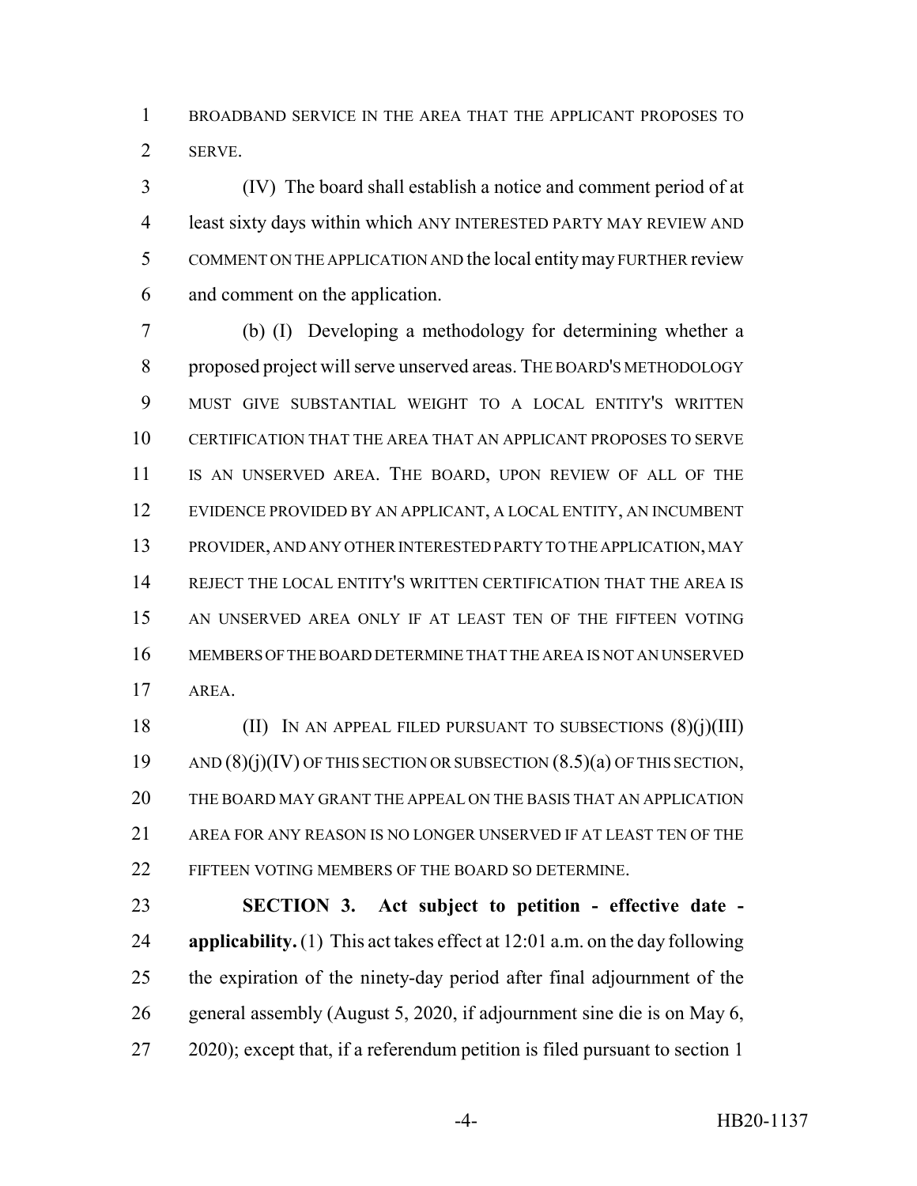BROADBAND SERVICE IN THE AREA THAT THE APPLICANT PROPOSES TO SERVE.

(IV) The board shall establish a notice and comment period of at least sixty days within which ANY INTERESTED PARTY MAY REVIEW AND COMMENT ON THE APPLICATION AND the local entity may FURTHER review and comment on the application.

(b) (I) Developing a methodology for determining whether a proposed project will serve unserved areas. THE BOARD'S METHODOLOGY MUST GIVE SUBSTANTIAL WEIGHT TO A LOCAL ENTITY'S WRITTEN CERTIFICATION THAT THE AREA THAT AN APPLICANT PROPOSES TO SERVE IS AN UNSERVED AREA. THE BOARD, UPON REVIEW OF ALL OF THE EVIDENCE PROVIDED BY AN APPLICANT, A LOCAL ENTITY, AN INCUMBENT PROVIDER, AND ANY OTHER INTERESTED PARTY TO THE APPLICATION, MAY REJECT THE LOCAL ENTITY'S WRITTEN CERTIFICATION THAT THE AREA IS AN UNSERVED AREA ONLY IF AT LEAST TEN OF THE FIFTEEN VOTING MEMBERS OF THE BOARD DETERMINE THAT THE AREA IS NOT AN UNSERVED AREA.

(II) IN AN APPEAL FILED PURSUANT TO SUBSECTIONS (8)(j)(III) AND (8)(j)(IV) OF THIS SECTION OR SUBSECTION (8.5)(a) OF THIS SECTION, THE BOARD MAY GRANT THE APPEAL ON THE BASIS THAT AN APPLICATION AREA FOR ANY REASON IS NO LONGER UNSERVED IF AT LEAST TEN OF THE FIFTEEN VOTING MEMBERS OF THE BOARD SO DETERMINE.

**SECTION 3. Act subject to petition - effective date - applicability.** (1) This act takes effect at 12:01 a.m. on the day following the expiration of the ninety-day period after final adjournment of the general assembly (August 5, 2020, if adjournment sine die is on May 6, 2020); except that, if a referendum petition is filed pursuant to section 1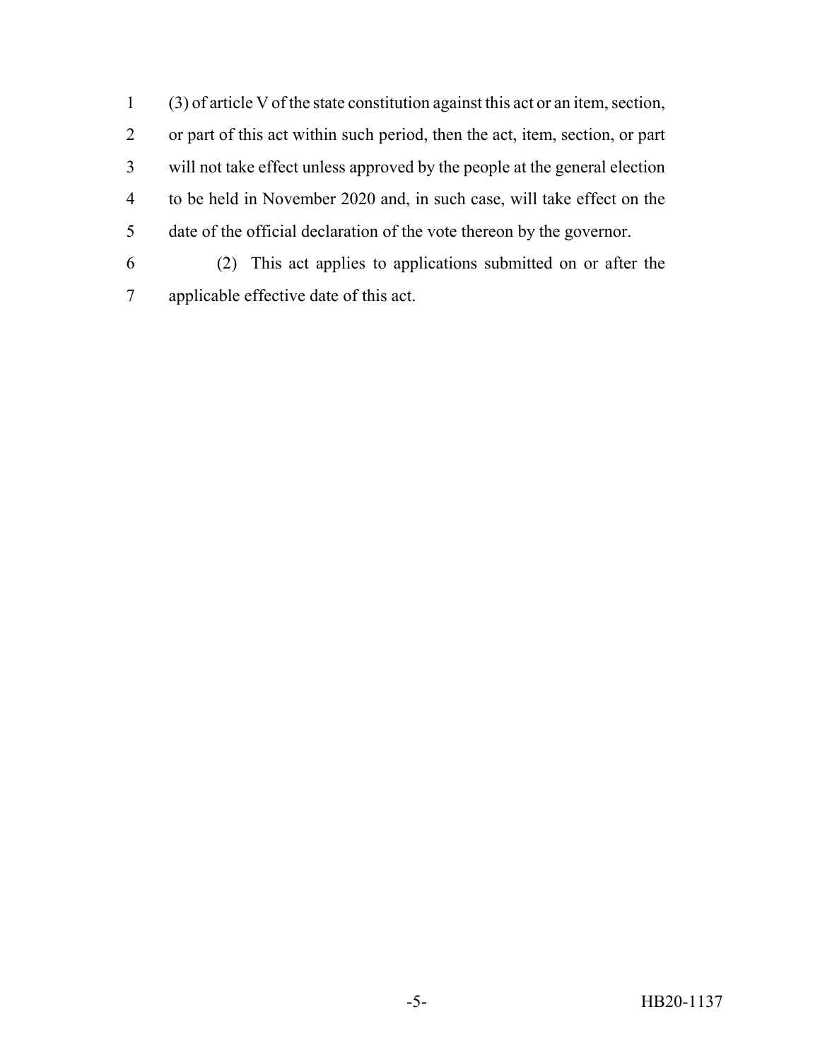(3) of article V of the state constitution against this act or an item, section, or part of this act within such period, then the act, item, section, or part will not take effect unless approved by the people at the general election to be held in November 2020 and, in such case, will take effect on the date of the official declaration of the vote thereon by the governor.

(2) This act applies to applications submitted on or after the applicable effective date of this act.